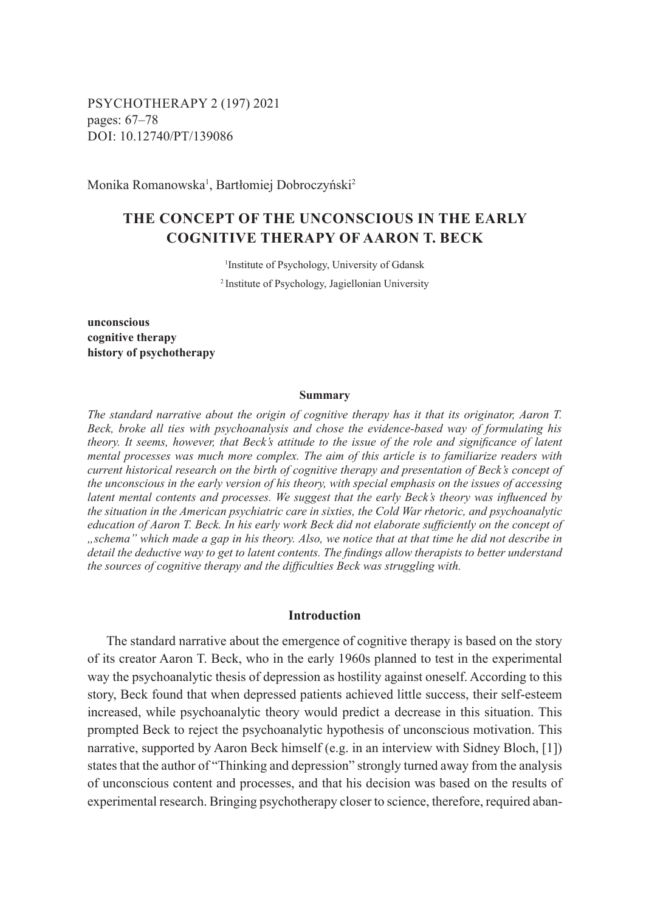PSYCHOTHERAPY 2 (197) 2021
pages: 67–78
DOI: 10.12740/PT/139086

Monika Romanowska[1], Bartłomiej Dobroczyński[2]

# THE CONCEPT OF THE UNCONSCIOUS IN THE EARLY COGNITIVE THERAPY OF AARON T. BECK

[1]Institute of Psychology, University of Gdansk

[2]Institute of Psychology, Jagiellonian University

**unconscious**
**cognitive therapy**
**history of psychotherapy**

### Summary

*The standard narrative about the origin of cognitive therapy has it that its originator, Aaron T. Beck, broke all ties with psychoanalysis and chose the evidence-based way of formulating his theory. It seems, however, that Beck's attitude to the issue of the role and significance of latent mental processes was much more complex. The aim of this article is to familiarize readers with current historical research on the birth of cognitive therapy and presentation of Beck's concept of the unconscious in the early version of his theory, with special emphasis on the issues of accessing latent mental contents and processes. We suggest that the early Beck's theory was influenced by the situation in the American psychiatric care in sixties, the Cold War rhetoric, and psychoanalytic education of Aaron T. Beck. In his early work Beck did not elaborate sufficiently on the concept of „schema" which made a gap in his theory. Also, we notice that at that time he did not describe in detail the deductive way to get to latent contents. The findings allow therapists to better understand the sources of cognitive therapy and the difficulties Beck was struggling with.*

## Introduction

The standard narrative about the emergence of cognitive therapy is based on the story of its creator Aaron T. Beck, who in the early 1960s planned to test in the experimental way the psychoanalytic thesis of depression as hostility against oneself. According to this story, Beck found that when depressed patients achieved little success, their self-esteem increased, while psychoanalytic theory would predict a decrease in this situation. This prompted Beck to reject the psychoanalytic hypothesis of unconscious motivation. This narrative, supported by Aaron Beck himself (e.g. in an interview with Sidney Bloch, [1]) states that the author of "Thinking and depression" strongly turned away from the analysis of unconscious content and processes, and that his decision was based on the results of experimental research. Bringing psychotherapy closer to science, therefore, required aban-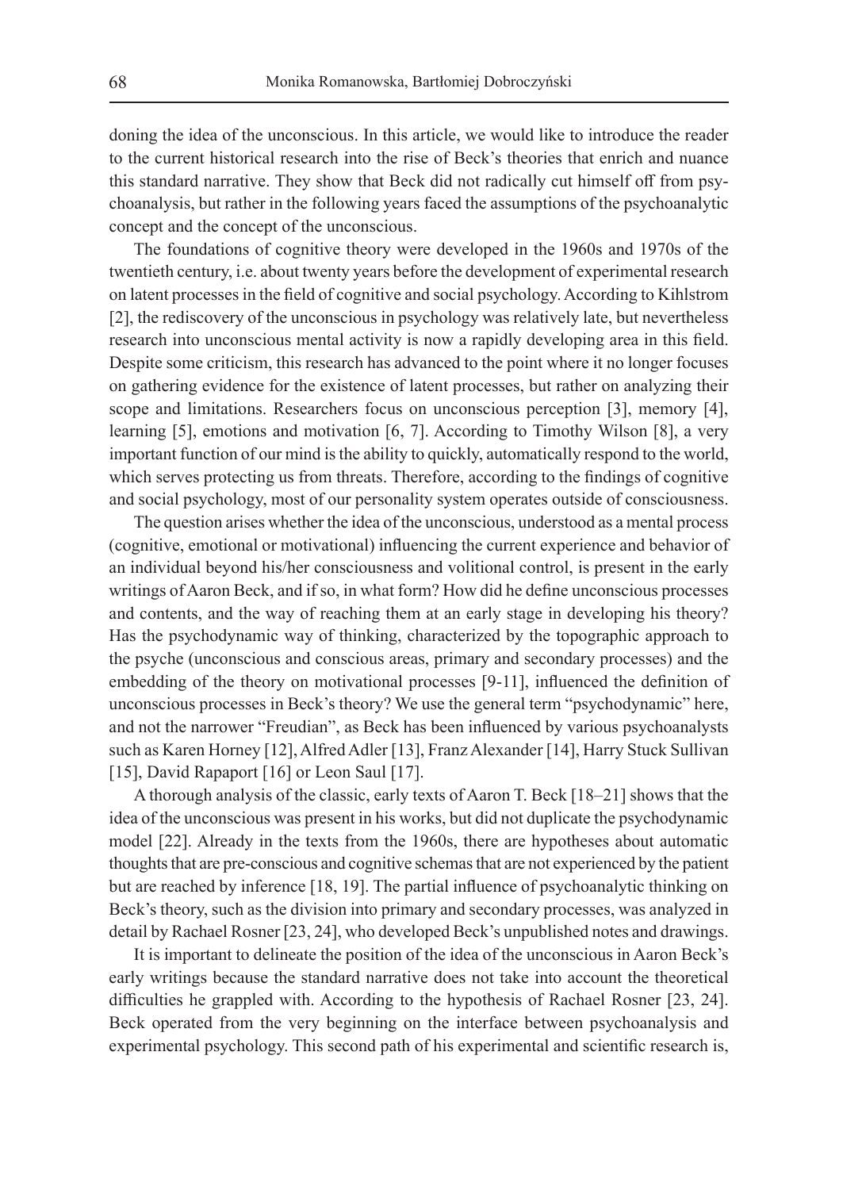doning the idea of the unconscious. In this article, we would like to introduce the reader to the current historical research into the rise of Beck's theories that enrich and nuance this standard narrative. They show that Beck did not radically cut himself off from psychoanalysis, but rather in the following years faced the assumptions of the psychoanalytic concept and the concept of the unconscious.

The foundations of cognitive theory were developed in the 1960s and 1970s of the twentieth century, i.e. about twenty years before the development of experimental research on latent processes in the field of cognitive and social psychology. According to Kihlstrom [2], the rediscovery of the unconscious in psychology was relatively late, but nevertheless research into unconscious mental activity is now a rapidly developing area in this field. Despite some criticism, this research has advanced to the point where it no longer focuses on gathering evidence for the existence of latent processes, but rather on analyzing their scope and limitations. Researchers focus on unconscious perception [3], memory [4], learning [5], emotions and motivation [6, 7]. According to Timothy Wilson [8], a very important function of our mind is the ability to quickly, automatically respond to the world, which serves protecting us from threats. Therefore, according to the findings of cognitive and social psychology, most of our personality system operates outside of consciousness.

The question arises whether the idea of the unconscious, understood as a mental process (cognitive, emotional or motivational) influencing the current experience and behavior of an individual beyond his/her consciousness and volitional control, is present in the early writings of Aaron Beck, and if so, in what form? How did he define unconscious processes and contents, and the way of reaching them at an early stage in developing his theory? Has the psychodynamic way of thinking, characterized by the topographic approach to the psyche (unconscious and conscious areas, primary and secondary processes) and the embedding of the theory on motivational processes [9-11], influenced the definition of unconscious processes in Beck's theory? We use the general term "psychodynamic" here, and not the narrower "Freudian", as Beck has been influenced by various psychoanalysts such as Karen Horney [12], Alfred Adler [13], Franz Alexander [14], Harry Stuck Sullivan [15], David Rapaport [16] or Leon Saul [17].

A thorough analysis of the classic, early texts of Aaron T. Beck [18–21] shows that the idea of the unconscious was present in his works, but did not duplicate the psychodynamic model [22]. Already in the texts from the 1960s, there are hypotheses about automatic thoughts that are pre-conscious and cognitive schemas that are not experienced by the patient but are reached by inference [18, 19]. The partial influence of psychoanalytic thinking on Beck's theory, such as the division into primary and secondary processes, was analyzed in detail by Rachael Rosner [23, 24], who developed Beck's unpublished notes and drawings.

It is important to delineate the position of the idea of the unconscious in Aaron Beck's early writings because the standard narrative does not take into account the theoretical difficulties he grappled with. According to the hypothesis of Rachael Rosner [23, 24]. Beck operated from the very beginning on the interface between psychoanalysis and experimental psychology. This second path of his experimental and scientific research is,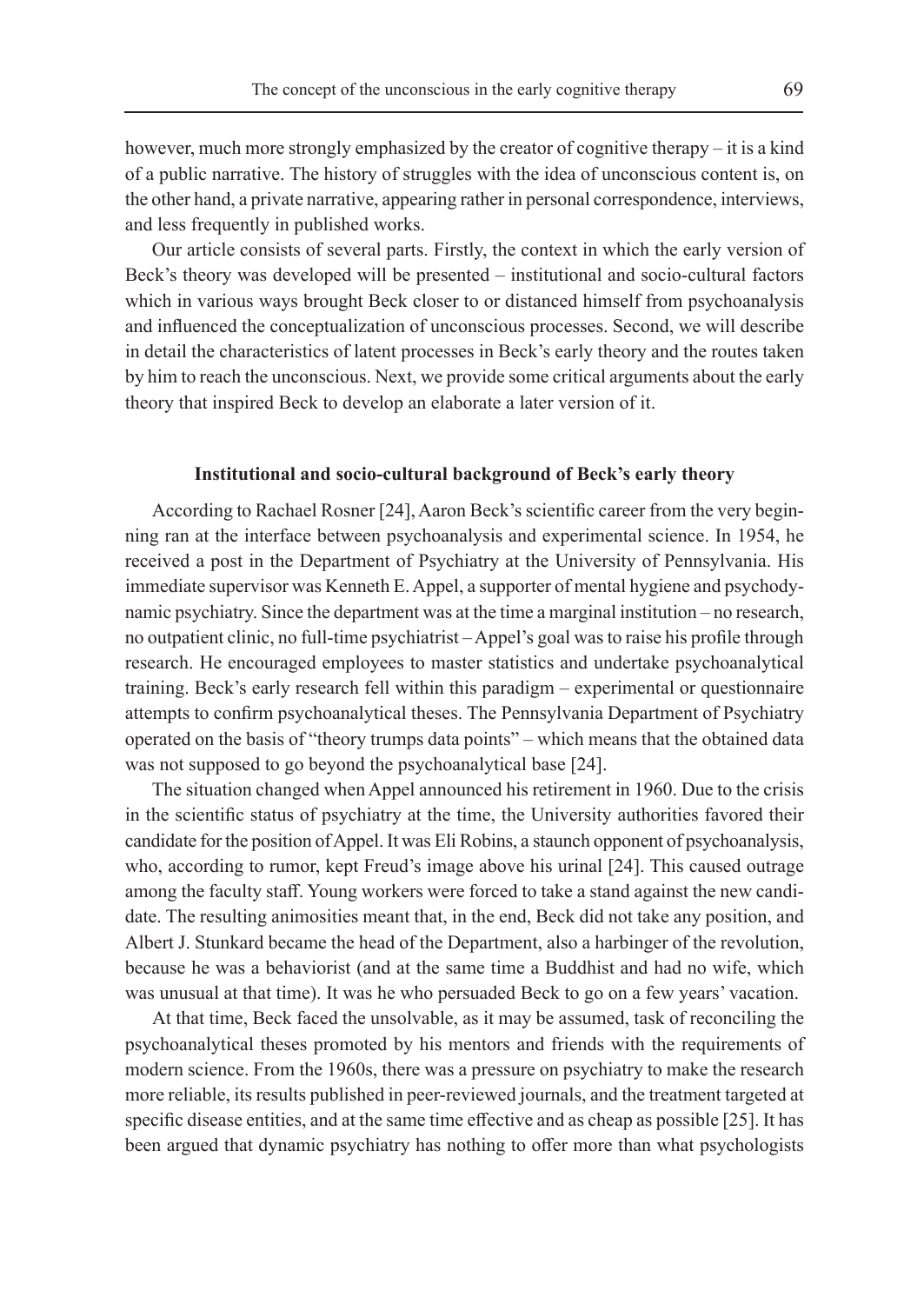however, much more strongly emphasized by the creator of cognitive therapy – it is a kind of a public narrative. The history of struggles with the idea of unconscious content is, on the other hand, a private narrative, appearing rather in personal correspondence, interviews, and less frequently in published works.

Our article consists of several parts. Firstly, the context in which the early version of Beck's theory was developed will be presented – institutional and socio-cultural factors which in various ways brought Beck closer to or distanced himself from psychoanalysis and influenced the conceptualization of unconscious processes. Second, we will describe in detail the characteristics of latent processes in Beck's early theory and the routes taken by him to reach the unconscious. Next, we provide some critical arguments about the early theory that inspired Beck to develop an elaborate later version of it.

## Institutional and socio-cultural background of Beck's early theory

According to Rachael Rosner [24], Aaron Beck's scientific career from the very beginning ran at the interface between psychoanalysis and experimental science. In 1954, he received a post in the Department of Psychiatry at the University of Pennsylvania. His immediate supervisor was Kenneth E. Appel, a supporter of mental hygiene and psychodynamic psychiatry. Since the department was at the time a marginal institution – no research, no outpatient clinic, no full-time psychiatrist – Appel's goal was to raise his profile through research. He encouraged employees to master statistics and undertake psychoanalytical training. Beck's early research fell within this paradigm – experimental or questionnaire attempts to confirm psychoanalytical theses. The Pennsylvania Department of Psychiatry operated on the basis of "theory trumps data points" – which means that the obtained data was not supposed to go beyond the psychoanalytical base [24].

The situation changed when Appel announced his retirement in 1960. Due to the crisis in the scientific status of psychiatry at the time, the University authorities favored their candidate for the position of Appel. It was Eli Robins, a staunch opponent of psychoanalysis, who, according to rumor, kept Freud's image above his urinal [24]. This caused outrage among the faculty staff. Young workers were forced to take a stand against the new candidate. The resulting animosities meant that, in the end, Beck did not take any position, and Albert J. Stunkard became the head of the Department, also a harbinger of the revolution, because he was a behaviorist (and at the same time a Buddhist and had no wife, which was unusual at that time). It was he who persuaded Beck to go on a few years' vacation.

At that time, Beck faced the unsolvable, as it may be assumed, task of reconciling the psychoanalytical theses promoted by his mentors and friends with the requirements of modern science. From the 1960s, there was a pressure on psychiatry to make the research more reliable, its results published in peer-reviewed journals, and the treatment targeted at specific disease entities, and at the same time effective and as cheap as possible [25]. It has been argued that dynamic psychiatry has nothing to offer more than what psychologists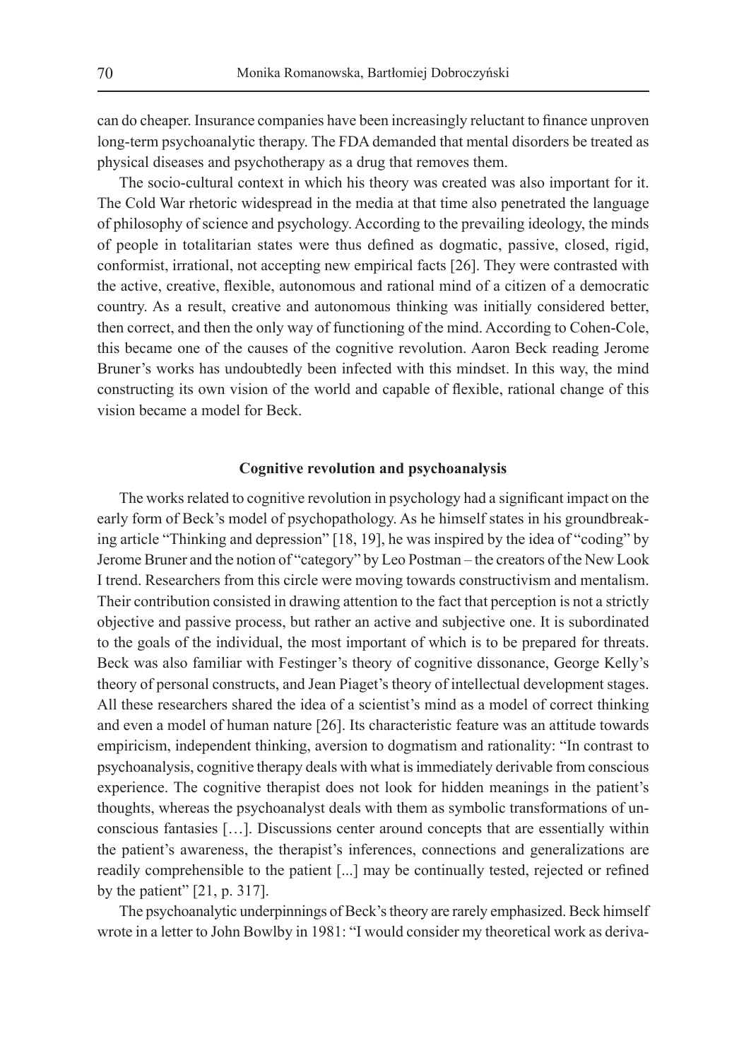can do cheaper. Insurance companies have been increasingly reluctant to finance unproven long-term psychoanalytic therapy. The FDA demanded that mental disorders be treated as physical diseases and psychotherapy as a drug that removes them.

The socio-cultural context in which his theory was created was also important for it. The Cold War rhetoric widespread in the media at that time also penetrated the language of philosophy of science and psychology. According to the prevailing ideology, the minds of people in totalitarian states were thus defined as dogmatic, passive, closed, rigid, conformist, irrational, not accepting new empirical facts [26]. They were contrasted with the active, creative, flexible, autonomous and rational mind of a citizen of a democratic country. As a result, creative and autonomous thinking was initially considered better, then correct, and then the only way of functioning of the mind. According to Cohen-Cole, this became one of the causes of the cognitive revolution. Aaron Beck reading Jerome Bruner's works has undoubtedly been infected with this mindset. In this way, the mind constructing its own vision of the world and capable of flexible, rational change of this vision became a model for Beck.

## Cognitive revolution and psychoanalysis

The works related to cognitive revolution in psychology had a significant impact on the early form of Beck's model of psychopathology. As he himself states in his groundbreaking article "Thinking and depression" [18, 19], he was inspired by the idea of "coding" by Jerome Bruner and the notion of "category" by Leo Postman – the creators of the New Look I trend. Researchers from this circle were moving towards constructivism and mentalism. Their contribution consisted in drawing attention to the fact that perception is not a strictly objective and passive process, but rather an active and subjective one. It is subordinated to the goals of the individual, the most important of which is to be prepared for threats. Beck was also familiar with Festinger's theory of cognitive dissonance, George Kelly's theory of personal constructs, and Jean Piaget's theory of intellectual development stages. All these researchers shared the idea of a scientist's mind as a model of correct thinking and even a model of human nature [26]. Its characteristic feature was an attitude towards empiricism, independent thinking, aversion to dogmatism and rationality: "In contrast to psychoanalysis, cognitive therapy deals with what is immediately derivable from conscious experience. The cognitive therapist does not look for hidden meanings in the patient's thoughts, whereas the psychoanalyst deals with them as symbolic transformations of unconscious fantasies […]. Discussions center around concepts that are essentially within the patient's awareness, the therapist's inferences, connections and generalizations are readily comprehensible to the patient [...] may be continually tested, rejected or refined by the patient" [21, p. 317].

The psychoanalytic underpinnings of Beck's theory are rarely emphasized. Beck himself wrote in a letter to John Bowlby in 1981: "I would consider my theoretical work as deriva-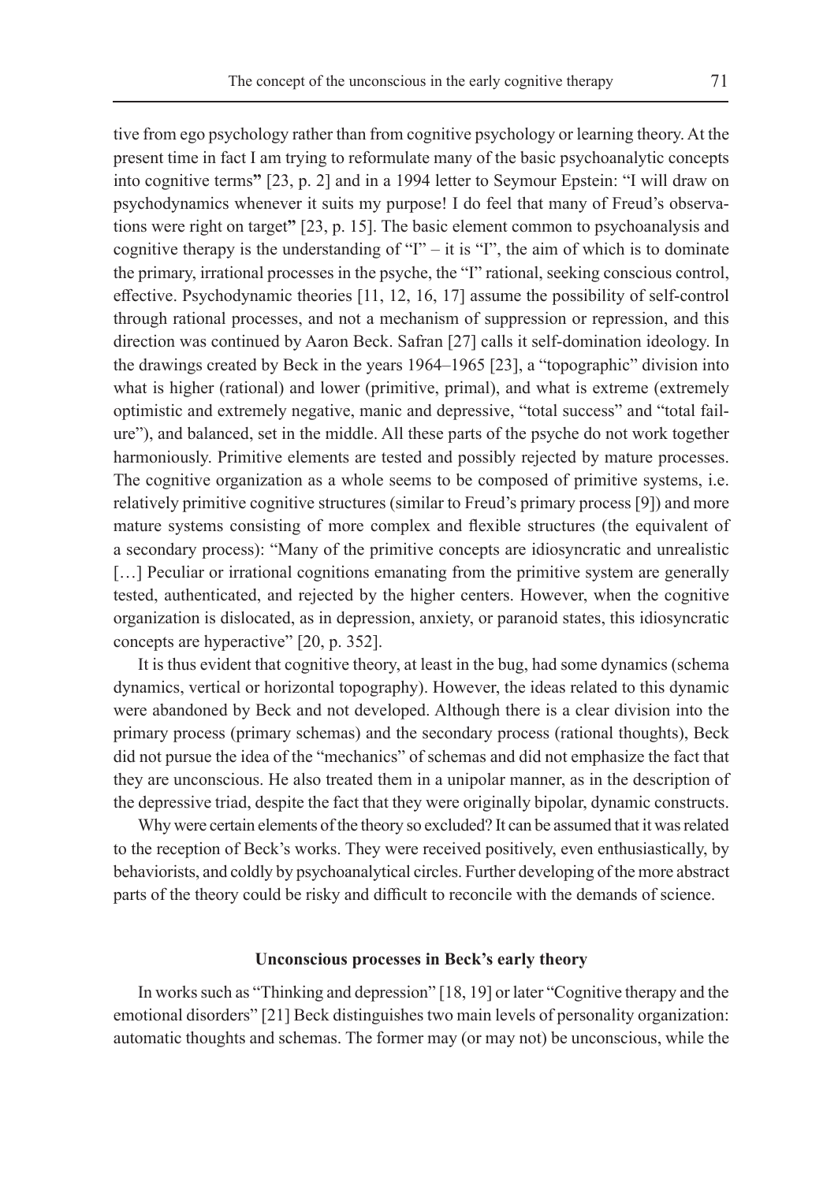tive from ego psychology rather than from cognitive psychology or learning theory. At the present time in fact I am trying to reformulate many of the basic psychoanalytic concepts into cognitive terms**"** [23, p. 2] and in a 1994 letter to Seymour Epstein: "I will draw on psychodynamics whenever it suits my purpose! I do feel that many of Freud's observations were right on target**"** [23, p. 15]. The basic element common to psychoanalysis and cognitive therapy is the understanding of "I" – it is "I", the aim of which is to dominate the primary, irrational processes in the psyche, the "I" rational, seeking conscious control, effective. Psychodynamic theories [11, 12, 16, 17] assume the possibility of self-control through rational processes, and not a mechanism of suppression or repression, and this direction was continued by Aaron Beck. Safran [27] calls it self-domination ideology. In the drawings created by Beck in the years 1964–1965 [23], a "topographic" division into what is higher (rational) and lower (primitive, primal), and what is extreme (extremely optimistic and extremely negative, manic and depressive, "total success" and "total failure"), and balanced, set in the middle. All these parts of the psyche do not work together harmoniously. Primitive elements are tested and possibly rejected by mature processes. The cognitive organization as a whole seems to be composed of primitive systems, i.e. relatively primitive cognitive structures (similar to Freud's primary process [9]) and more mature systems consisting of more complex and flexible structures (the equivalent of a secondary process): "Many of the primitive concepts are idiosyncratic and unrealistic […] Peculiar or irrational cognitions emanating from the primitive system are generally tested, authenticated, and rejected by the higher centers. However, when the cognitive organization is dislocated, as in depression, anxiety, or paranoid states, this idiosyncratic concepts are hyperactive" [20, p. 352].

It is thus evident that cognitive theory, at least in the bug, had some dynamics (schema dynamics, vertical or horizontal topography). However, the ideas related to this dynamic were abandoned by Beck and not developed. Although there is a clear division into the primary process (primary schemas) and the secondary process (rational thoughts), Beck did not pursue the idea of the "mechanics" of schemas and did not emphasize the fact that they are unconscious. He also treated them in a unipolar manner, as in the description of the depressive triad, despite the fact that they were originally bipolar, dynamic constructs.

Why were certain elements of the theory so excluded? It can be assumed that it was related to the reception of Beck's works. They were received positively, even enthusiastically, by behaviorists, and coldly by psychoanalytical circles. Further developing of the more abstract parts of the theory could be risky and difficult to reconcile with the demands of science.

### Unconscious processes in Beck's early theory

In works such as "Thinking and depression" [18, 19] or later "Cognitive therapy and the emotional disorders" [21] Beck distinguishes two main levels of personality organization: automatic thoughts and schemas. The former may (or may not) be unconscious, while the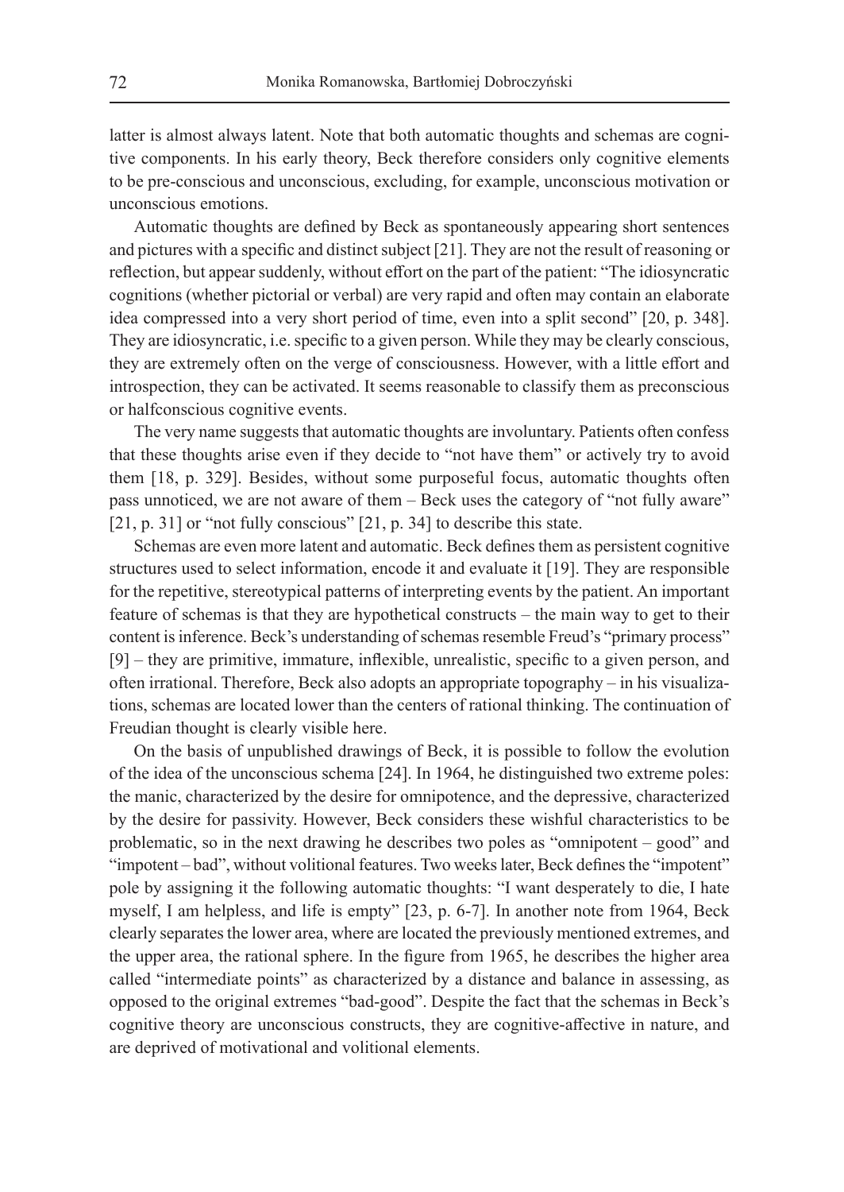latter is almost always latent. Note that both automatic thoughts and schemas are cognitive components. In his early theory, Beck therefore considers only cognitive elements to be pre-conscious and unconscious, excluding, for example, unconscious motivation or unconscious emotions.

Automatic thoughts are defined by Beck as spontaneously appearing short sentences and pictures with a specific and distinct subject [21]. They are not the result of reasoning or reflection, but appear suddenly, without effort on the part of the patient: "The idiosyncratic cognitions (whether pictorial or verbal) are very rapid and often may contain an elaborate idea compressed into a very short period of time, even into a split second" [20, p. 348]. They are idiosyncratic, i.e. specific to a given person. While they may be clearly conscious, they are extremely often on the verge of consciousness. However, with a little effort and introspection, they can be activated. It seems reasonable to classify them as preconscious or halfconscious cognitive events.

The very name suggests that automatic thoughts are involuntary. Patients often confess that these thoughts arise even if they decide to "not have them" or actively try to avoid them [18, p. 329]. Besides, without some purposeful focus, automatic thoughts often pass unnoticed, we are not aware of them – Beck uses the category of "not fully aware" [21, p. 31] or "not fully conscious" [21, p. 34] to describe this state.

Schemas are even more latent and automatic. Beck defines them as persistent cognitive structures used to select information, encode it and evaluate it [19]. They are responsible for the repetitive, stereotypical patterns of interpreting events by the patient. An important feature of schemas is that they are hypothetical constructs – the main way to get to their content is inference. Beck's understanding of schemas resemble Freud's "primary process" [9] – they are primitive, immature, inflexible, unrealistic, specific to a given person, and often irrational. Therefore, Beck also adopts an appropriate topography – in his visualizations, schemas are located lower than the centers of rational thinking. The continuation of Freudian thought is clearly visible here.

On the basis of unpublished drawings of Beck, it is possible to follow the evolution of the idea of the unconscious schema [24]. In 1964, he distinguished two extreme poles: the manic, characterized by the desire for omnipotence, and the depressive, characterized by the desire for passivity. However, Beck considers these wishful characteristics to be problematic, so in the next drawing he describes two poles as "omnipotent – good" and "impotent – bad", without volitional features. Two weeks later, Beck defines the "impotent" pole by assigning it the following automatic thoughts: "I want desperately to die, I hate myself, I am helpless, and life is empty" [23, p. 6-7]. In another note from 1964, Beck clearly separates the lower area, where are located the previously mentioned extremes, and the upper area, the rational sphere. In the figure from 1965, he describes the higher area called "intermediate points" as characterized by a distance and balance in assessing, as opposed to the original extremes "bad-good". Despite the fact that the schemas in Beck's cognitive theory are unconscious constructs, they are cognitive-affective in nature, and are deprived of motivational and volitional elements.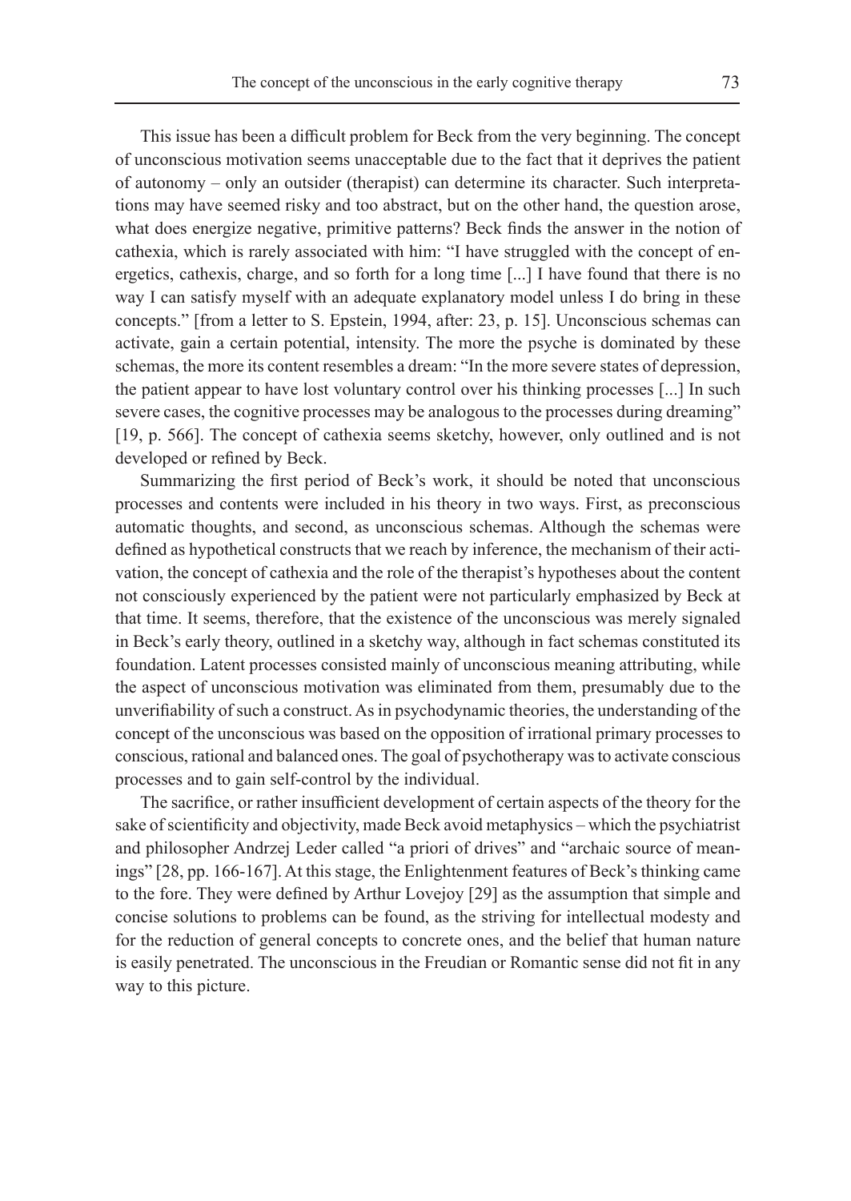This issue has been a difficult problem for Beck from the very beginning. The concept of unconscious motivation seems unacceptable due to the fact that it deprives the patient of autonomy – only an outsider (therapist) can determine its character. Such interpretations may have seemed risky and too abstract, but on the other hand, the question arose, what does energize negative, primitive patterns? Beck finds the answer in the notion of cathexia, which is rarely associated with him: "I have struggled with the concept of energetics, cathexis, charge, and so forth for a long time [...] I have found that there is no way I can satisfy myself with an adequate explanatory model unless I do bring in these concepts." [from a letter to S. Epstein, 1994, after: 23, p. 15]. Unconscious schemas can activate, gain a certain potential, intensity. The more the psyche is dominated by these schemas, the more its content resembles a dream: "In the more severe states of depression, the patient appear to have lost voluntary control over his thinking processes [...] In such severe cases, the cognitive processes may be analogous to the processes during dreaming" [19, p. 566]. The concept of cathexia seems sketchy, however, only outlined and is not developed or refined by Beck.

Summarizing the first period of Beck's work, it should be noted that unconscious processes and contents were included in his theory in two ways. First, as preconscious automatic thoughts, and second, as unconscious schemas. Although the schemas were defined as hypothetical constructs that we reach by inference, the mechanism of their activation, the concept of cathexia and the role of the therapist's hypotheses about the content not consciously experienced by the patient were not particularly emphasized by Beck at that time. It seems, therefore, that the existence of the unconscious was merely signaled in Beck's early theory, outlined in a sketchy way, although in fact schemas constituted its foundation. Latent processes consisted mainly of unconscious meaning attributing, while the aspect of unconscious motivation was eliminated from them, presumably due to the unverifiability of such a construct. As in psychodynamic theories, the understanding of the concept of the unconscious was based on the opposition of irrational primary processes to conscious, rational and balanced ones. The goal of psychotherapy was to activate conscious processes and to gain self-control by the individual.

The sacrifice, or rather insufficient development of certain aspects of the theory for the sake of scientificity and objectivity, made Beck avoid metaphysics – which the psychiatrist and philosopher Andrzej Leder called "a priori of drives" and "archaic source of meanings" [28, pp. 166-167]. At this stage, the Enlightenment features of Beck's thinking came to the fore. They were defined by Arthur Lovejoy [29] as the assumption that simple and concise solutions to problems can be found, as the striving for intellectual modesty and for the reduction of general concepts to concrete ones, and the belief that human nature is easily penetrated. The unconscious in the Freudian or Romantic sense did not fit in any way to this picture.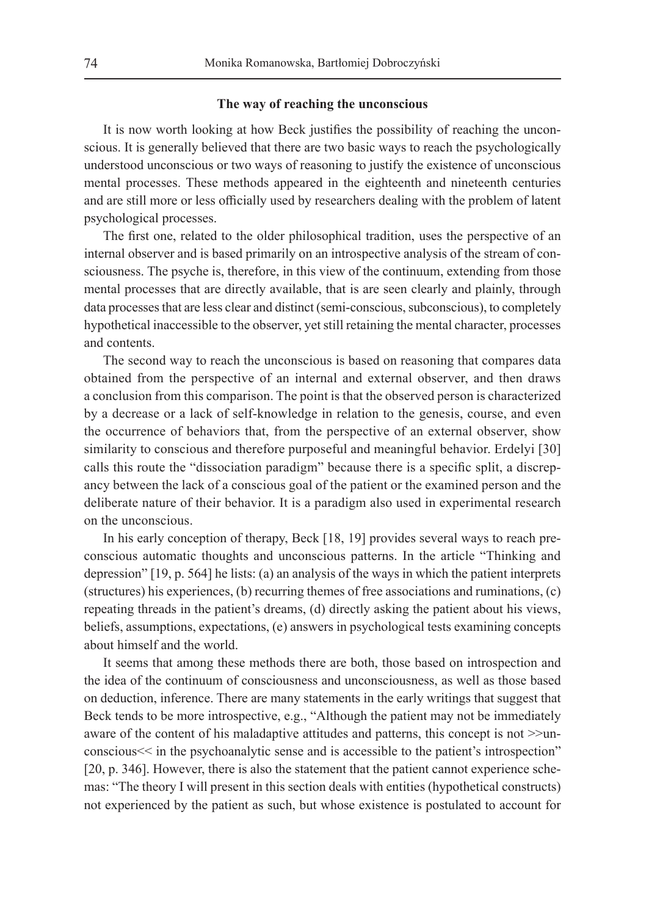### The way of reaching the unconscious

It is now worth looking at how Beck justifies the possibility of reaching the unconscious. It is generally believed that there are two basic ways to reach the psychologically understood unconscious or two ways of reasoning to justify the existence of unconscious mental processes. These methods appeared in the eighteenth and nineteenth centuries and are still more or less officially used by researchers dealing with the problem of latent psychological processes.

The first one, related to the older philosophical tradition, uses the perspective of an internal observer and is based primarily on an introspective analysis of the stream of consciousness. The psyche is, therefore, in this view of the continuum, extending from those mental processes that are directly available, that is are seen clearly and plainly, through data processes that are less clear and distinct (semi-conscious, subconscious), to completely hypothetical inaccessible to the observer, yet still retaining the mental character, processes and contents.

The second way to reach the unconscious is based on reasoning that compares data obtained from the perspective of an internal and external observer, and then draws a conclusion from this comparison. The point is that the observed person is characterized by a decrease or a lack of self-knowledge in relation to the genesis, course, and even the occurrence of behaviors that, from the perspective of an external observer, show similarity to conscious and therefore purposeful and meaningful behavior. Erdelyi [30] calls this route the "dissociation paradigm" because there is a specific split, a discrepancy between the lack of a conscious goal of the patient or the examined person and the deliberate nature of their behavior. It is a paradigm also used in experimental research on the unconscious.

In his early conception of therapy, Beck [18, 19] provides several ways to reach preconscious automatic thoughts and unconscious patterns. In the article "Thinking and depression" [19, p. 564] he lists: (a) an analysis of the ways in which the patient interprets (structures) his experiences, (b) recurring themes of free associations and ruminations, (c) repeating threads in the patient's dreams, (d) directly asking the patient about his views, beliefs, assumptions, expectations, (e) answers in psychological tests examining concepts about himself and the world.

It seems that among these methods there are both, those based on introspection and the idea of the continuum of consciousness and unconsciousness, as well as those based on deduction, inference. There are many statements in the early writings that suggest that Beck tends to be more introspective, e.g., "Although the patient may not be immediately aware of the content of his maladaptive attitudes and patterns, this concept is not >>unconscious<< in the psychoanalytic sense and is accessible to the patient's introspection" [20, p. 346]. However, there is also the statement that the patient cannot experience schemas: "The theory I will present in this section deals with entities (hypothetical constructs) not experienced by the patient as such, but whose existence is postulated to account for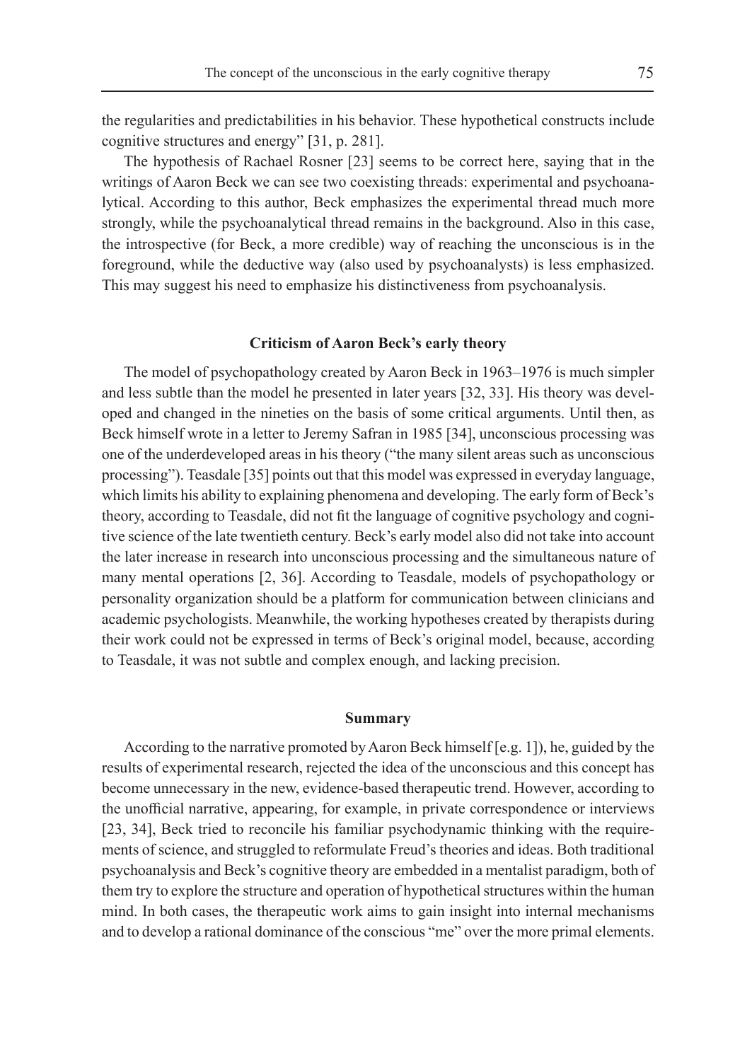the regularities and predictabilities in his behavior. These hypothetical constructs include cognitive structures and energy" [31, p. 281].

The hypothesis of Rachael Rosner [23] seems to be correct here, saying that in the writings of Aaron Beck we can see two coexisting threads: experimental and psychoanalytical. According to this author, Beck emphasizes the experimental thread much more strongly, while the psychoanalytical thread remains in the background. Also in this case, the introspective (for Beck, a more credible) way of reaching the unconscious is in the foreground, while the deductive way (also used by psychoanalysts) is less emphasized. This may suggest his need to emphasize his distinctiveness from psychoanalysis.

## Criticism of Aaron Beck's early theory

The model of psychopathology created by Aaron Beck in 1963–1976 is much simpler and less subtle than the model he presented in later years [32, 33]. His theory was developed and changed in the nineties on the basis of some critical arguments. Until then, as Beck himself wrote in a letter to Jeremy Safran in 1985 [34], unconscious processing was one of the underdeveloped areas in his theory ("the many silent areas such as unconscious processing"). Teasdale [35] points out that this model was expressed in everyday language, which limits his ability to explaining phenomena and developing. The early form of Beck's theory, according to Teasdale, did not fit the language of cognitive psychology and cognitive science of the late twentieth century. Beck's early model also did not take into account the later increase in research into unconscious processing and the simultaneous nature of many mental operations [2, 36]. According to Teasdale, models of psychopathology or personality organization should be a platform for communication between clinicians and academic psychologists. Meanwhile, the working hypotheses created by therapists during their work could not be expressed in terms of Beck's original model, because, according to Teasdale, it was not subtle and complex enough, and lacking precision.

## Summary

According to the narrative promoted by Aaron Beck himself [e.g. 1]), he, guided by the results of experimental research, rejected the idea of the unconscious and this concept has become unnecessary in the new, evidence-based therapeutic trend. However, according to the unofficial narrative, appearing, for example, in private correspondence or interviews [23, 34], Beck tried to reconcile his familiar psychodynamic thinking with the requirements of science, and struggled to reformulate Freud's theories and ideas. Both traditional psychoanalysis and Beck's cognitive theory are embedded in a mentalist paradigm, both of them try to explore the structure and operation of hypothetical structures within the human mind. In both cases, the therapeutic work aims to gain insight into internal mechanisms and to develop a rational dominance of the conscious "me" over the more primal elements.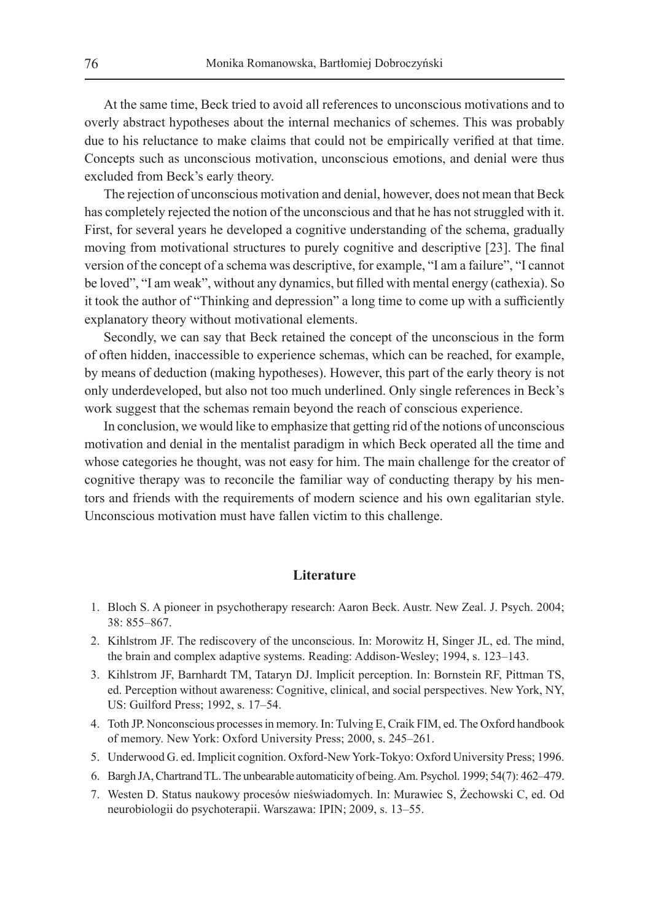At the same time, Beck tried to avoid all references to unconscious motivations and to overly abstract hypotheses about the internal mechanics of schemes. This was probably due to his reluctance to make claims that could not be empirically verified at that time. Concepts such as unconscious motivation, unconscious emotions, and denial were thus excluded from Beck's early theory.

The rejection of unconscious motivation and denial, however, does not mean that Beck has completely rejected the notion of the unconscious and that he has not struggled with it. First, for several years he developed a cognitive understanding of the schema, gradually moving from motivational structures to purely cognitive and descriptive [23]. The final version of the concept of a schema was descriptive, for example, "I am a failure", "I cannot be loved", "I am weak", without any dynamics, but filled with mental energy (cathexia). So it took the author of "Thinking and depression" a long time to come up with a sufficiently explanatory theory without motivational elements.

Secondly, we can say that Beck retained the concept of the unconscious in the form of often hidden, inaccessible to experience schemas, which can be reached, for example, by means of deduction (making hypotheses). However, this part of the early theory is not only underdeveloped, but also not too much underlined. Only single references in Beck's work suggest that the schemas remain beyond the reach of conscious experience.

In conclusion, we would like to emphasize that getting rid of the notions of unconscious motivation and denial in the mentalist paradigm in which Beck operated all the time and whose categories he thought, was not easy for him. The main challenge for the creator of cognitive therapy was to reconcile the familiar way of conducting therapy by his mentors and friends with the requirements of modern science and his own egalitarian style. Unconscious motivation must have fallen victim to this challenge.

## Literature

1. Bloch S. A pioneer in psychotherapy research: Aaron Beck. Austr. New Zeal. J. Psych. 2004; 38: 855–867.
2. Kihlstrom JF. The rediscovery of the unconscious. In: Morowitz H, Singer JL, ed. The mind, the brain and complex adaptive systems. Reading: Addison-Wesley; 1994, s. 123–143.
3. Kihlstrom JF, Barnhardt TM, Tataryn DJ. Implicit perception. In: Bornstein RF, Pittman TS, ed. Perception without awareness: Cognitive, clinical, and social perspectives. New York, NY, US: Guilford Press; 1992, s. 17–54.
4. Toth JP. Nonconscious processes in memory. In: Tulving E, Craik FIM, ed. The Oxford handbook of memory. New York: Oxford University Press; 2000, s. 245–261.
5. Underwood G. ed. Implicit cognition. Oxford-New York-Tokyo: Oxford University Press; 1996.
6. Bargh JA, Chartrand TL. The unbearable automaticity of being. Am. Psychol. 1999; 54(7): 462–479.
7. Westen D. Status naukowy procesów nieświadomych. In: Murawiec S, Żechowski C, ed. Od neurobiologii do psychoterapii. Warszawa: IPIN; 2009, s. 13–55.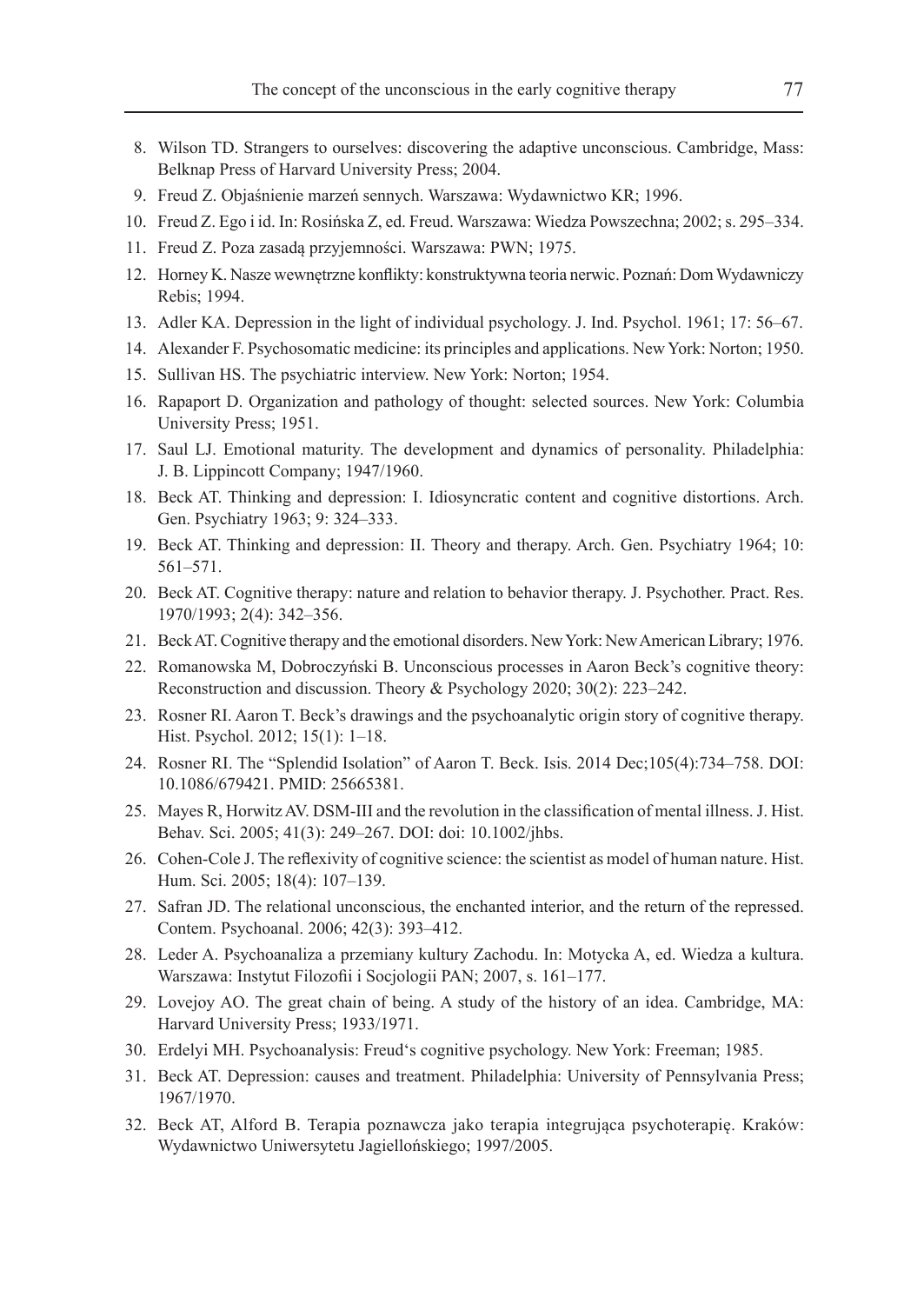8. Wilson TD. Strangers to ourselves: discovering the adaptive unconscious. Cambridge, Mass: Belknap Press of Harvard University Press; 2004.
9. Freud Z. Objaśnienie marzeń sennych. Warszawa: Wydawnictwo KR; 1996.
10. Freud Z. Ego i id. In: Rosińska Z, ed. Freud. Warszawa: Wiedza Powszechna; 2002; s. 295–334.
11. Freud Z. Poza zasadą przyjemności. Warszawa: PWN; 1975.
12. Horney K. Nasze wewnętrzne konflikty: konstruktywna teoria nerwic. Poznań: Dom Wydawniczy Rebis; 1994.
13. Adler KA. Depression in the light of individual psychology. J. Ind. Psychol. 1961; 17: 56–67.
14. Alexander F. Psychosomatic medicine: its principles and applications. New York: Norton; 1950.
15. Sullivan HS. The psychiatric interview. New York: Norton; 1954.
16. Rapaport D. Organization and pathology of thought: selected sources. New York: Columbia University Press; 1951.
17. Saul LJ. Emotional maturity. The development and dynamics of personality. Philadelphia: J. B. Lippincott Company; 1947/1960.
18. Beck AT. Thinking and depression: I. Idiosyncratic content and cognitive distortions. Arch. Gen. Psychiatry 1963; 9: 324–333.
19. Beck AT. Thinking and depression: II. Theory and therapy. Arch. Gen. Psychiatry 1964; 10: 561–571.
20. Beck AT. Cognitive therapy: nature and relation to behavior therapy. J. Psychother. Pract. Res. 1970/1993; 2(4): 342–356.
21. Beck AT. Cognitive therapy and the emotional disorders. New York: New American Library; 1976.
22. Romanowska M, Dobroczyński B. Unconscious processes in Aaron Beck's cognitive theory: Reconstruction and discussion. Theory & Psychology 2020; 30(2): 223–242.
23. Rosner RI. Aaron T. Beck's drawings and the psychoanalytic origin story of cognitive therapy. Hist. Psychol. 2012; 15(1): 1–18.
24. Rosner RI. The "Splendid Isolation" of Aaron T. Beck. Isis. 2014 Dec;105(4):734–758. DOI: 10.1086/679421. PMID: 25665381.
25. Mayes R, Horwitz AV. DSM-III and the revolution in the classification of mental illness. J. Hist. Behav. Sci. 2005; 41(3): 249–267. DOI: doi: 10.1002/jhbs.
26. Cohen-Cole J. The reflexivity of cognitive science: the scientist as model of human nature. Hist. Hum. Sci. 2005; 18(4): 107–139.
27. Safran JD. The relational unconscious, the enchanted interior, and the return of the repressed. Contem. Psychoanal. 2006; 42(3): 393–412.
28. Leder A. Psychoanaliza a przemiany kultury Zachodu. In: Motycka A, ed. Wiedza a kultura. Warszawa: Instytut Filozofii i Socjologii PAN; 2007, s. 161–177.
29. Lovejoy AO. The great chain of being. A study of the history of an idea. Cambridge, MA: Harvard University Press; 1933/1971.
30. Erdelyi MH. Psychoanalysis: Freud's cognitive psychology. New York: Freeman; 1985.
31. Beck AT. Depression: causes and treatment. Philadelphia: University of Pennsylvania Press; 1967/1970.
32. Beck AT, Alford B. Terapia poznawcza jako terapia integrująca psychoterapię. Kraków: Wydawnictwo Uniwersytetu Jagiellońskiego; 1997/2005.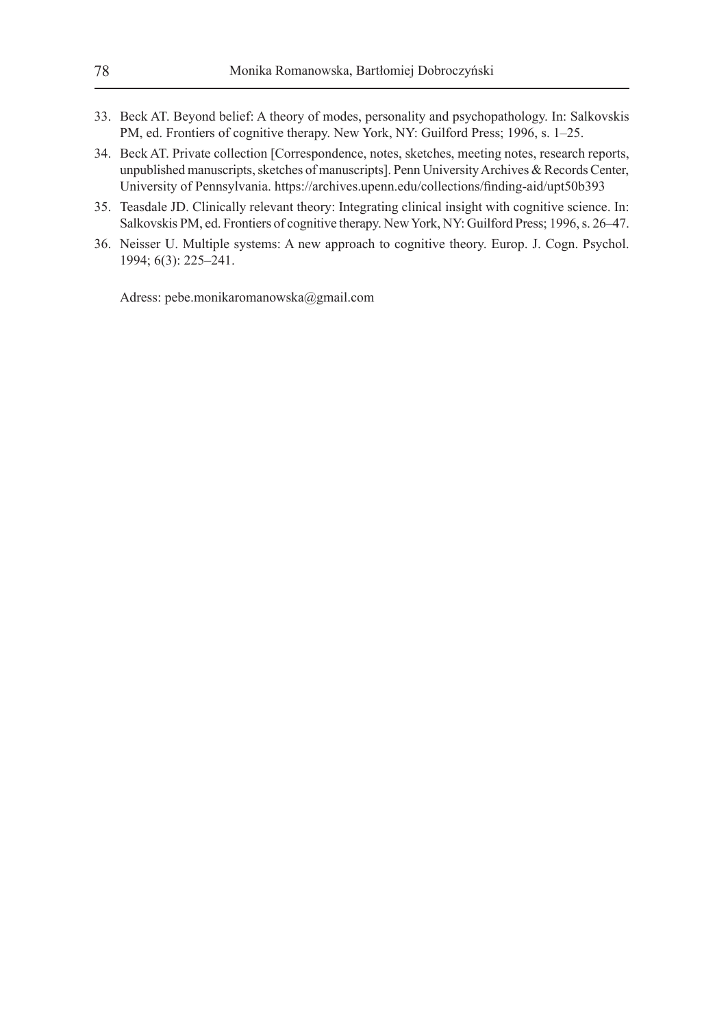33. Beck AT. Beyond belief: A theory of modes, personality and psychopathology. In: Salkovskis PM, ed. Frontiers of cognitive therapy. New York, NY: Guilford Press; 1996, s. 1–25.
34. Beck AT. Private collection [Correspondence, notes, sketches, meeting notes, research reports, unpublished manuscripts, sketches of manuscripts]. Penn University Archives & Records Center, University of Pennsylvania. https://archives.upenn.edu/collections/finding-aid/upt50b393
35. Teasdale JD. Clinically relevant theory: Integrating clinical insight with cognitive science. In: Salkovskis PM, ed. Frontiers of cognitive therapy. New York, NY: Guilford Press; 1996, s. 26–47.
36. Neisser U. Multiple systems: A new approach to cognitive theory. Europ. J. Cogn. Psychol. 1994; 6(3): 225–241.

Adress: pebe.monikaromanowska@gmail.com